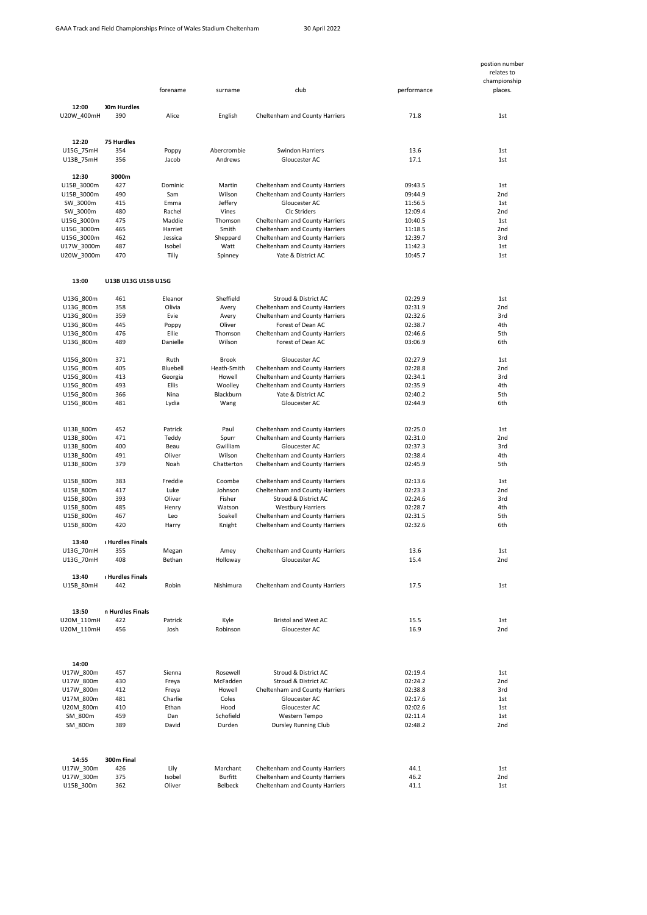GAAA Track and Field Championships Prince of Wales Stadium Cheltenham 30 April 2022

| | | forename | surname | club | performance | postion number relates to championship places. |
|---|---|---|---|---|---|---|
| **12:00** | **)0m Hurdles** | | | | | |
| U20W_400mH | 390 | Alice | English | Cheltenham and County Harriers | 71.8 | 1st |
| | | | | | | |
| **12:20** | **75 Hurdles** | | | | | |
| U15G_75mH | 354 | Poppy | Abercrombie | Swindon Harriers | 13.6 | 1st |
| U13B_75mH | 356 | Jacob | Andrews | Gloucester AC | 17.1 | 1st |
| | | | | | | |
| **12:30** | **3000m** | | | | | |
| U15B_3000m | 427 | Dominic | Martin | Cheltenham and County Harriers | 09:43.5 | 1st |
| U15B_3000m | 490 | Sam | Wilson | Cheltenham and County Harriers | 09:44.9 | 2nd |
| SW_3000m | 415 | Emma | Jeffery | Gloucester AC | 11:56.5 | 1st |
| SW_3000m | 480 | Rachel | Vines | Clc Striders | 12:09.4 | 2nd |
| U15G_3000m | 475 | Maddie | Thomson | Cheltenham and County Harriers | 10:40.5 | 1st |
| U15G_3000m | 465 | Harriet | Smith | Cheltenham and County Harriers | 11:18.5 | 2nd |
| U15G_3000m | 462 | Jessica | Sheppard | Cheltenham and County Harriers | 12:39.7 | 3rd |
| U17W_3000m | 487 | Isobel | Watt | Cheltenham and County Harriers | 11:42.3 | 1st |
| U20W_3000m | 470 | Tilly | Spinney | Yate & District AC | 10:45.7 | 1st |
| | | | | | | |
| **13:00** | **U13B U13G U15B U15G** | | | | | |
| U13G_800m | 461 | Eleanor | Sheffield | Stroud & District AC | 02:29.9 | 1st |
| U13G_800m | 358 | Olivia | Avery | Cheltenham and County Harriers | 02:31.9 | 2nd |
| U13G_800m | 359 | Evie | Avery | Cheltenham and County Harriers | 02:32.6 | 3rd |
| U13G_800m | 445 | Poppy | Oliver | Forest of Dean AC | 02:38.7 | 4th |
| U13G_800m | 476 | Ellie | Thomson | Cheltenham and County Harriers | 02:46.6 | 5th |
| U13G_800m | 489 | Danielle | Wilson | Forest of Dean AC | 03:06.9 | 6th |
| | | | | | | |
| U15G_800m | 371 | Ruth | Brook | Gloucester AC | 02:27.9 | 1st |
| U15G_800m | 405 | Bluebell | Heath-Smith | Cheltenham and County Harriers | 02:28.8 | 2nd |
| U15G_800m | 413 | Georgia | Howell | Cheltenham and County Harriers | 02:34.1 | 3rd |
| U15G_800m | 493 | Ellis | Woolley | Cheltenham and County Harriers | 02:35.9 | 4th |
| U15G_800m | 366 | Nina | Blackburn | Yate & District AC | 02:40.2 | 5th |
| U15G_800m | 481 | Lydia | Wang | Gloucester AC | 02:44.9 | 6th |
| | | | | | | |
| U13B_800m | 452 | Patrick | Paul | Cheltenham and County Harriers | 02:25.0 | 1st |
| U13B_800m | 471 | Teddy | Spurr | Cheltenham and County Harriers | 02:31.0 | 2nd |
| U13B_800m | 400 | Beau | Gwilliam | Gloucester AC | 02:37.3 | 3rd |
| U13B_800m | 491 | Oliver | Wilson | Cheltenham and County Harriers | 02:38.4 | 4th |
| U13B_800m | 379 | Noah | Chatterton | Cheltenham and County Harriers | 02:45.9 | 5th |
| | | | | | | |
| U15B_800m | 383 | Freddie | Coombe | Cheltenham and County Harriers | 02:13.6 | 1st |
| U15B_800m | 417 | Luke | Johnson | Cheltenham and County Harriers | 02:23.3 | 2nd |
| U15B_800m | 393 | Oliver | Fisher | Stroud & District AC | 02:24.6 | 3rd |
| U15B_800m | 485 | Henry | Watson | Westbury Harriers | 02:28.7 | 4th |
| U15B_800m | 467 | Leo | Soakell | Cheltenham and County Harriers | 02:31.5 | 5th |
| U15B_800m | 420 | Harry | Knight | Cheltenham and County Harriers | 02:32.6 | 6th |
| | | | | | | |
| **13:40** | **ı Hurdles Finals** | | | | | |
| U13G_70mH | 355 | Megan | Amey | Cheltenham and County Harriers | 13.6 | 1st |
| U13G_70mH | 408 | Bethan | Holloway | Gloucester AC | 15.4 | 2nd |
| | | | | | | |
| **13:40** | **ı Hurdles Finals** | | | | | |
| U15B_80mH | 442 | Robin | Nishimura | Cheltenham and County Harriers | 17.5 | 1st |
| | | | | | | |
| **13:50** | **n Hurdles Finals** | | | | | |
| U20M_110mH | 422 | Patrick | Kyle | Bristol and West AC | 15.5 | 1st |
| U20M_110mH | 456 | Josh | Robinson | Gloucester AC | 16.9 | 2nd |
| | | | | | | |
| **14:00** | | | | | | |
| U17W_800m | 457 | Sienna | Rosewell | Stroud & District AC | 02:19.4 | 1st |
| U17W_800m | 430 | Freya | McFadden | Stroud & District AC | 02:24.2 | 2nd |
| U17W_800m | 412 | Freya | Howell | Cheltenham and County Harriers | 02:38.8 | 3rd |
| U17M_800m | 481 | Charlie | Coles | Gloucester AC | 02:17.6 | 1st |
| U20M_800m | 410 | Ethan | Hood | Gloucester AC | 02:02.6 | 1st |
| SM_800m | 459 | Dan | Schofield | Western Tempo | 02:11.4 | 1st |
| SM_800m | 389 | David | Durden | Dursley Running Club | 02:48.2 | 2nd |
| | | | | | | |
| **14:55** | **300m Final** | | | | | |
| U17W_300m | 426 | Lily | Marchant | Cheltenham and County Harriers | 44.1 | 1st |
| U17W_300m | 375 | Isobel | Burfitt | Cheltenham and County Harriers | 46.2 | 2nd |
| U15B_300m | 362 | Oliver | Belbeck | Cheltenham and County Harriers | 41.1 | 1st |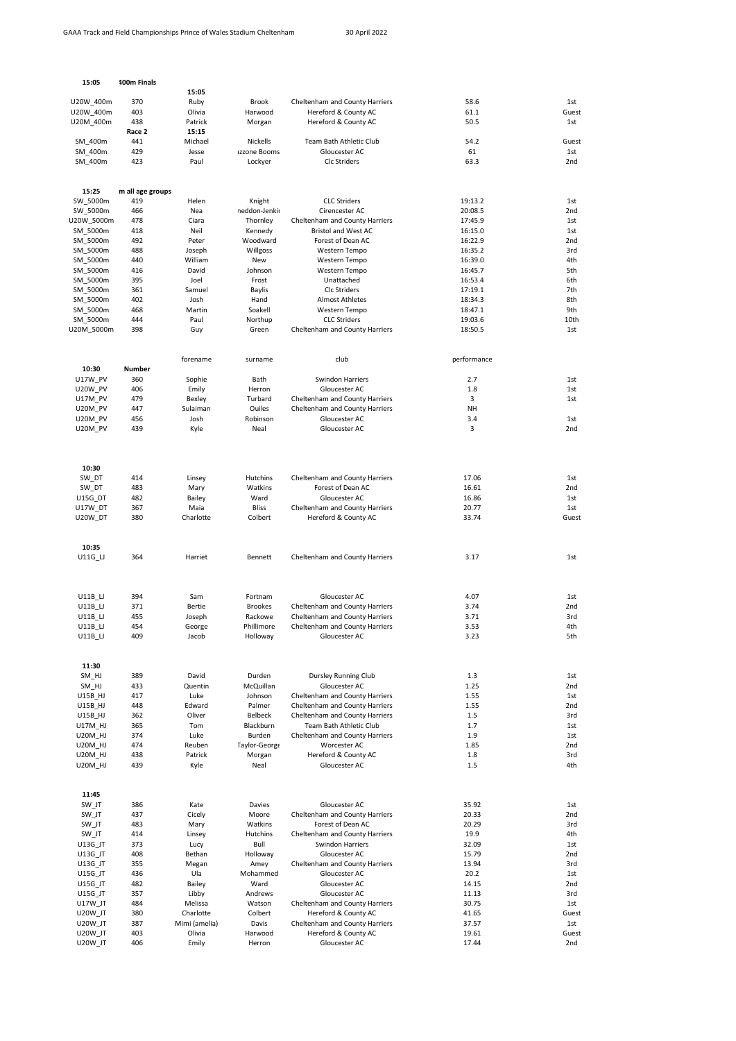GAAA Track and Field Championships Prince of Wales Stadium Cheltenham 30 April 2022

| 15:05 | 400m Finals | | | | | |
|---|---|---|---|---|---|---|
| | | 15:05 | | | | |
| U20W_400m | 370 | Ruby | Brook | Cheltenham and County Harriers | 58.6 | 1st |
| U20W_400m | 403 | Olivia | Harwood | Hereford & County AC | 61.1 | Guest |
| U20M_400m | 438 | Patrick | Morgan | Hereford & County AC | 50.5 | 1st |
| | Race 2 | 15:15 | | | | |
| SM_400m | 441 | Michael | Nickells | Team Bath Athletic Club | 54.2 | Guest |
| SM_400m | 429 | Jesse | ızzone Booms | Gloucester AC | 61 | 1st |
| SM_400m | 423 | Paul | Lockyer | Clc Striders | 63.3 | 2nd |

| 15:25 | m all age groups | | | | | |
|---|---|---|---|---|---|---|
| SW_5000m | 419 | Helen | Knight | CLC Striders | 19:13.2 | 1st |
| SW_5000m | 466 | Nea | neddon-Jenkiı | Cirencester AC | 20:08.5 | 2nd |
| U20W_5000m | 478 | Ciara | Thornley | Cheltenham and County Harriers | 17:45.9 | 1st |
| SM_5000m | 418 | Neil | Kennedy | Bristol and West AC | 16:15.0 | 1st |
| SM_5000m | 492 | Peter | Woodward | Forest of Dean AC | 16:22.9 | 2nd |
| SM_5000m | 488 | Joseph | Willgoss | Western Tempo | 16:35.2 | 3rd |
| SM_5000m | 440 | William | New | Western Tempo | 16:39.0 | 4th |
| SM_5000m | 416 | David | Johnson | Western Tempo | 16:45.7 | 5th |
| SM_5000m | 395 | Joel | Frost | Unattached | 16:53.4 | 6th |
| SM_5000m | 361 | Samuel | Baylis | Clc Striders | 17:19.1 | 7th |
| SM_5000m | 402 | Josh | Hand | Almost Athletes | 18:34.3 | 8th |
| SM_5000m | 468 | Martin | Soakell | Western Tempo | 18:47.1 | 9th |
| SM_5000m | 444 | Paul | Northup | CLC Striders | 19:03.6 | 10th |
| U20M_5000m | 398 | Guy | Green | Cheltenham and County Harriers | 18:50.5 | 1st |

| | | forename | surname | club | performance | |
|---|---|---|---|---|---|---|
| 10:30 | Number | | | | | |
| U17W_PV | 360 | Sophie | Bath | Swindon Harriers | 2.7 | 1st |
| U20W_PV | 406 | Emily | Herron | Gloucester AC | 1.8 | 1st |
| U17M_PV | 479 | Bexley | Turbard | Cheltenham and County Harriers | 3 | 1st |
| U20M_PV | 447 | Sulaiman | Ouiles | Cheltenham and County Harriers | NH | |
| U20M_PV | 456 | Josh | Robinson | Gloucester AC | 3.4 | 1st |
| U20M_PV | 439 | Kyle | Neal | Gloucester AC | 3 | 2nd |

| 10:30 | | | | | | |
|---|---|---|---|---|---|---|
| SW_DT | 414 | Linsey | Hutchins | Cheltenham and County Harriers | 17.06 | 1st |
| SW_DT | 483 | Mary | Watkins | Forest of Dean AC | 16.61 | 2nd |
| U15G_DT | 482 | Bailey | Ward | Gloucester AC | 16.86 | 1st |
| U17W_DT | 367 | Maia | Bliss | Cheltenham and County Harriers | 20.77 | 1st |
| U20W_DT | 380 | Charlotte | Colbert | Hereford & County AC | 33.74 | Guest |

| 10:35 | | | | | | |
|---|---|---|---|---|---|---|
| U11G_LJ | 364 | Harriet | Bennett | Cheltenham and County Harriers | 3.17 | 1st |
| | | | | | | |
| U11B_LJ | 394 | Sam | Fortnam | Gloucester AC | 4.07 | 1st |
| U11B_LJ | 371 | Bertie | Brookes | Cheltenham and County Harriers | 3.74 | 2nd |
| U11B_LJ | 455 | Joseph | Rackowe | Cheltenham and County Harriers | 3.71 | 3rd |
| U11B_LJ | 454 | George | Phillimore | Cheltenham and County Harriers | 3.53 | 4th |
| U11B_LJ | 409 | Jacob | Holloway | Gloucester AC | 3.23 | 5th |

| 11:30 | | | | | | |
|---|---|---|---|---|---|---|
| SM_HJ | 389 | David | Durden | Dursley Running Club | 1.3 | 1st |
| SM_HJ | 433 | Quentin | McQuillan | Gloucester AC | 1.25 | 2nd |
| U15B_HJ | 417 | Luke | Johnson | Cheltenham and County Harriers | 1.55 | 1st |
| U15B_HJ | 448 | Edward | Palmer | Cheltenham and County Harriers | 1.55 | 2nd |
| U15B_HJ | 362 | Oliver | Belbeck | Cheltenham and County Harriers | 1.5 | 3rd |
| U17M_HJ | 365 | Tom | Blackburn | Team Bath Athletic Club | 1.7 | 1st |
| U20M_HJ | 374 | Luke | Burden | Cheltenham and County Harriers | 1.9 | 1st |
| U20M_HJ | 474 | Reuben | Taylor-George | Worcester AC | 1.85 | 2nd |
| U20M_HJ | 438 | Patrick | Morgan | Hereford & County AC | 1.8 | 3rd |
| U20M_HJ | 439 | Kyle | Neal | Gloucester AC | 1.5 | 4th |

| 11:45 | | | | | | |
|---|---|---|---|---|---|---|
| SW_JT | 386 | Kate | Davies | Gloucester AC | 35.92 | 1st |
| SW_JT | 437 | Cicely | Moore | Cheltenham and County Harriers | 20.33 | 2nd |
| SW_JT | 483 | Mary | Watkins | Forest of Dean AC | 20.29 | 3rd |
| SW_JT | 414 | Linsey | Hutchins | Cheltenham and County Harriers | 19.9 | 4th |
| U13G_JT | 373 | Lucy | Bull | Swindon Harriers | 32.09 | 1st |
| U13G_JT | 408 | Bethan | Holloway | Gloucester AC | 15.79 | 2nd |
| U13G_JT | 355 | Megan | Amey | Cheltenham and County Harriers | 13.94 | 3rd |
| U15G_JT | 436 | Ula | Mohammed | Gloucester AC | 20.2 | 1st |
| U15G_JT | 482 | Bailey | Ward | Gloucester AC | 14.15 | 2nd |
| U15G_JT | 357 | Libby | Andrews | Gloucester AC | 11.13 | 3rd |
| U17W_JT | 484 | Melissa | Watson | Cheltenham and County Harriers | 30.75 | 1st |
| U20W_JT | 380 | Charlotte | Colbert | Hereford & County AC | 41.65 | Guest |
| U20W_JT | 387 | Mimi (amelia) | Davis | Cheltenham and County Harriers | 37.57 | 1st |
| U20W_JT | 403 | Olivia | Harwood | Hereford & County AC | 19.61 | Guest |
| U20W_JT | 406 | Emily | Herron | Gloucester AC | 17.44 | 2nd |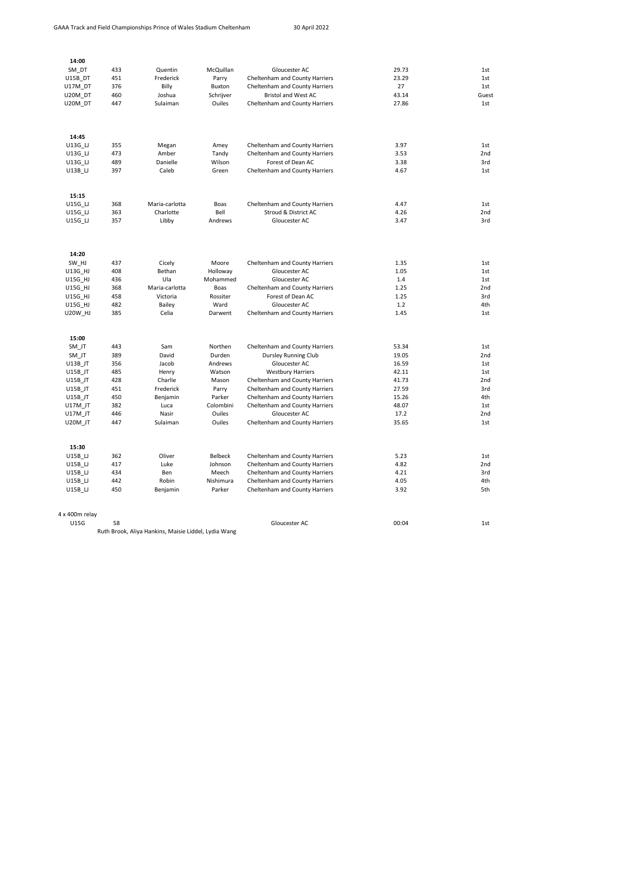GAAA Track and Field Championships Prince of Wales Stadium Cheltenham 30 April 2022

| | | | | | | |
|---|---|---|---|---|---|---|
| **14:00** | | | | | | |
| SM_DT | 433 | Quentin | McQuillan | Gloucester AC | 29.73 | 1st |
| U15B_DT | 451 | Frederick | Parry | Cheltenham and County Harriers | 23.29 | 1st |
| U17M_DT | 376 | Billy | Buxton | Cheltenham and County Harriers | 27 | 1st |
| U20M_DT | 460 | Joshua | Schrijver | Bristol and West AC | 43.14 | Guest |
| U20M_DT | 447 | Sulaiman | Ouiles | Cheltenham and County Harriers | 27.86 | 1st |
| **14:45** | | | | | | |
| U13G_LJ | 355 | Megan | Amey | Cheltenham and County Harriers | 3.97 | 1st |
| U13G_LJ | 473 | Amber | Tandy | Cheltenham and County Harriers | 3.53 | 2nd |
| U13G_LJ | 489 | Danielle | Wilson | Forest of Dean AC | 3.38 | 3rd |
| U13B_LJ | 397 | Caleb | Green | Cheltenham and County Harriers | 4.67 | 1st |
| **15:15** | | | | | | |
| U15G_LJ | 368 | Maria-carlotta | Boas | Cheltenham and County Harriers | 4.47 | 1st |
| U15G_LJ | 363 | Charlotte | Bell | Stroud & District AC | 4.26 | 2nd |
| U15G_LJ | 357 | Libby | Andrews | Gloucester AC | 3.47 | 3rd |
| **14:20** | | | | | | |
| SW_HJ | 437 | Cicely | Moore | Cheltenham and County Harriers | 1.35 | 1st |
| U13G_HJ | 408 | Bethan | Holloway | Gloucester AC | 1.05 | 1st |
| U15G_HJ | 436 | Ula | Mohammed | Gloucester AC | 1.4 | 1st |
| U15G_HJ | 368 | Maria-carlotta | Boas | Cheltenham and County Harriers | 1.25 | 2nd |
| U15G_HJ | 458 | Victoria | Rossiter | Forest of Dean AC | 1.25 | 3rd |
| U15G_HJ | 482 | Bailey | Ward | Gloucester AC | 1.2 | 4th |
| U20W_HJ | 385 | Celia | Darwent | Cheltenham and County Harriers | 1.45 | 1st |
| **15:00** | | | | | | |
| SM_JT | 443 | Sam | Northen | Cheltenham and County Harriers | 53.34 | 1st |
| SM_JT | 389 | David | Durden | Dursley Running Club | 19.05 | 2nd |
| U13B_JT | 356 | Jacob | Andrews | Gloucester AC | 16.59 | 1st |
| U15B_JT | 485 | Henry | Watson | Westbury Harriers | 42.11 | 1st |
| U15B_JT | 428 | Charlie | Mason | Cheltenham and County Harriers | 41.73 | 2nd |
| U15B_JT | 451 | Frederick | Parry | Cheltenham and County Harriers | 27.59 | 3rd |
| U15B_JT | 450 | Benjamin | Parker | Cheltenham and County Harriers | 15.26 | 4th |
| U17M_JT | 382 | Luca | Colombini | Cheltenham and County Harriers | 48.07 | 1st |
| U17M_JT | 446 | Nasir | Ouiles | Gloucester AC | 17.2 | 2nd |
| U20M_JT | 447 | Sulaiman | Ouiles | Cheltenham and County Harriers | 35.65 | 1st |
| **15:30** | | | | | | |
| U15B_LJ | 362 | Oliver | Belbeck | Cheltenham and County Harriers | 5.23 | 1st |
| U15B_LJ | 417 | Luke | Johnson | Cheltenham and County Harriers | 4.82 | 2nd |
| U15B_LJ | 434 | Ben | Meech | Cheltenham and County Harriers | 4.21 | 3rd |
| U15B_LJ | 442 | Robin | Nishimura | Cheltenham and County Harriers | 4.05 | 4th |
| U15B_LJ | 450 | Benjamin | Parker | Cheltenham and County Harriers | 3.92 | 5th |
| **4 x 400m relay** | | | | | | |
| U15G | 58 | | | Gloucester AC | 00:04 | 1st |
| | | Ruth Brook, Aliya Hankins, Maisie Liddel, Lydia Wang | | | | |